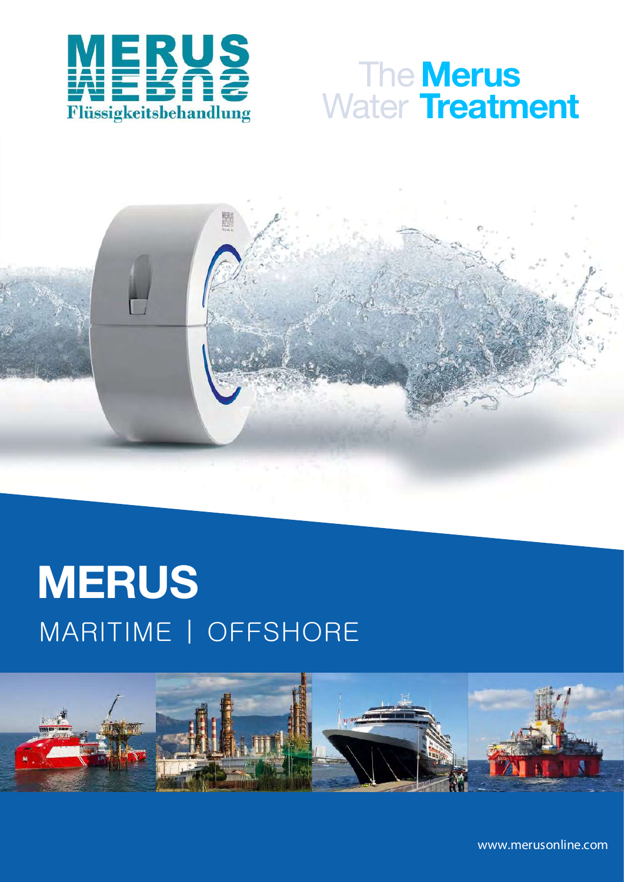# MERUS

Flüssigkeitsbehandlung

The **Merus** Water **Treatment**

# MERUS

MARITIME | OFFSHORE

www.merusonline.com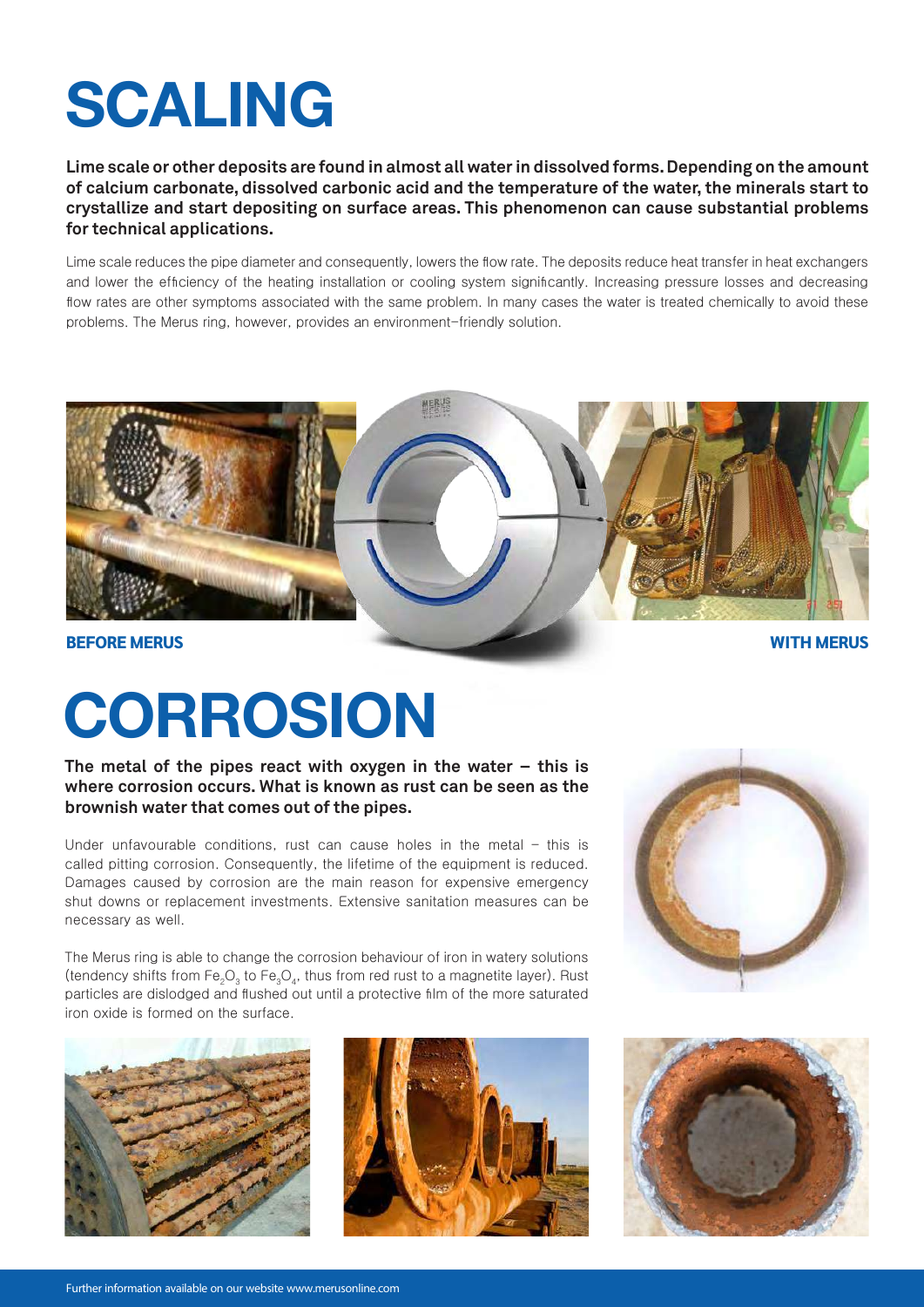# SCALING

**Lime scale or other deposits are found in almost all water in dissolved forms. Depending on the amount of calcium carbonate, dissolved carbonic acid and the temperature of the water, the minerals start to crystallize and start depositing on surface areas. This phenomenon can cause substantial problems for technical applications.**

Lime scale reduces the pipe diameter and consequently, lowers the flow rate. The deposits reduce heat transfer in heat exchangers and lower the efficiency of the heating installation or cooling system significantly. Increasing pressure losses and decreasing flow rates are other symptoms associated with the same problem. In many cases the water is treated chemically to avoid these problems. The Merus ring, however, provides an environment-friendly solution.

**BEFORE MERUS**

**WITH MERUS**

# CORROSION

**The metal of the pipes react with oxygen in the water – this is where corrosion occurs. What is known as rust can be seen as the brownish water that comes out of the pipes.**

Under unfavourable conditions, rust can cause holes in the metal – this is called pitting corrosion. Consequently, the lifetime of the equipment is reduced. Damages caused by corrosion are the main reason for expensive emergency shut downs or replacement investments. Extensive sanitation measures can be necessary as well.

The Merus ring is able to change the corrosion behaviour of iron in watery solutions (tendency shifts from $Fe_2O_3$ to $Fe_3O_4$, thus from red rust to a magnetite layer). Rust particles are dislodged and flushed out until a protective film of the more saturated iron oxide is formed on the surface.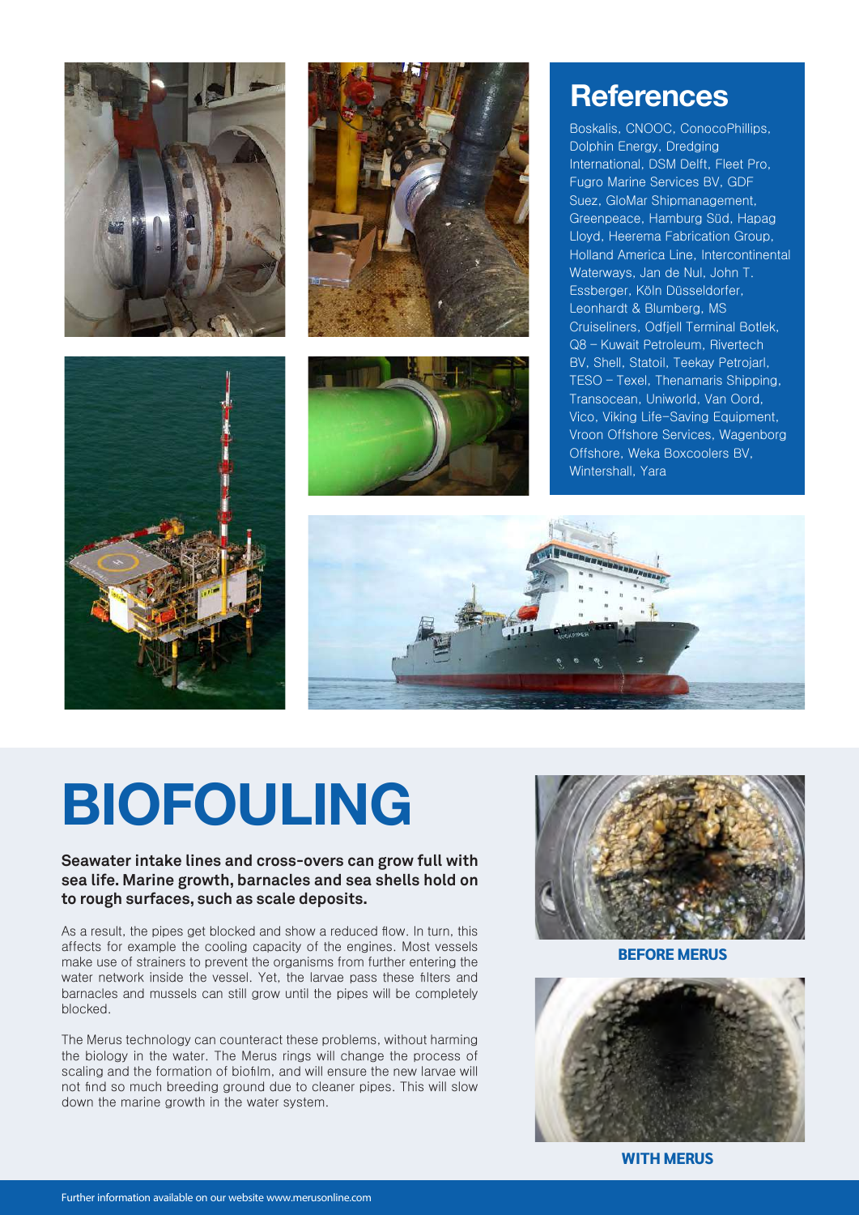## References

Boskalis, CNOOC, ConocoPhillips, Dolphin Energy, Dredging International, DSM Delft, Fleet Pro, Fugro Marine Services BV, GDF Suez, GloMar Shipmanagement, Greenpeace, Hamburg Süd, Hapag Lloyd, Heerema Fabrication Group, Holland America Line, Intercontinental Waterways, Jan de Nul, John T. Essberger, Köln Düsseldorfer, Leonhardt & Blumberg, MS Cruiseliners, Odfjell Terminal Botlek, Q8 – Kuwait Petroleum, Rivertech BV, Shell, Statoil, Teekay Petrojarl, TESO – Texel, Thenamaris Shipping, Transocean, Uniworld, Van Oord, Vico, Viking Life-Saving Equipment, Vroon Offshore Services, Wagenborg Offshore, Weka Boxcoolers BV, Wintershall, Yara

# BIOFOULING

**Seawater intake lines and cross-overs can grow full with sea life. Marine growth, barnacles and sea shells hold on to rough surfaces, such as scale deposits.**

As a result, the pipes get blocked and show a reduced flow. In turn, this affects for example the cooling capacity of the engines. Most vessels make use of strainers to prevent the organisms from further entering the water network inside the vessel. Yet, the larvae pass these filters and barnacles and mussels can still grow until the pipes will be completely blocked.

The Merus technology can counteract these problems, without harming the biology in the water. The Merus rings will change the process of scaling and the formation of biofilm, and will ensure the new larvae will not find so much breeding ground due to cleaner pipes. This will slow down the marine growth in the water system.

**BEFORE MERUS**

**WITH MERUS**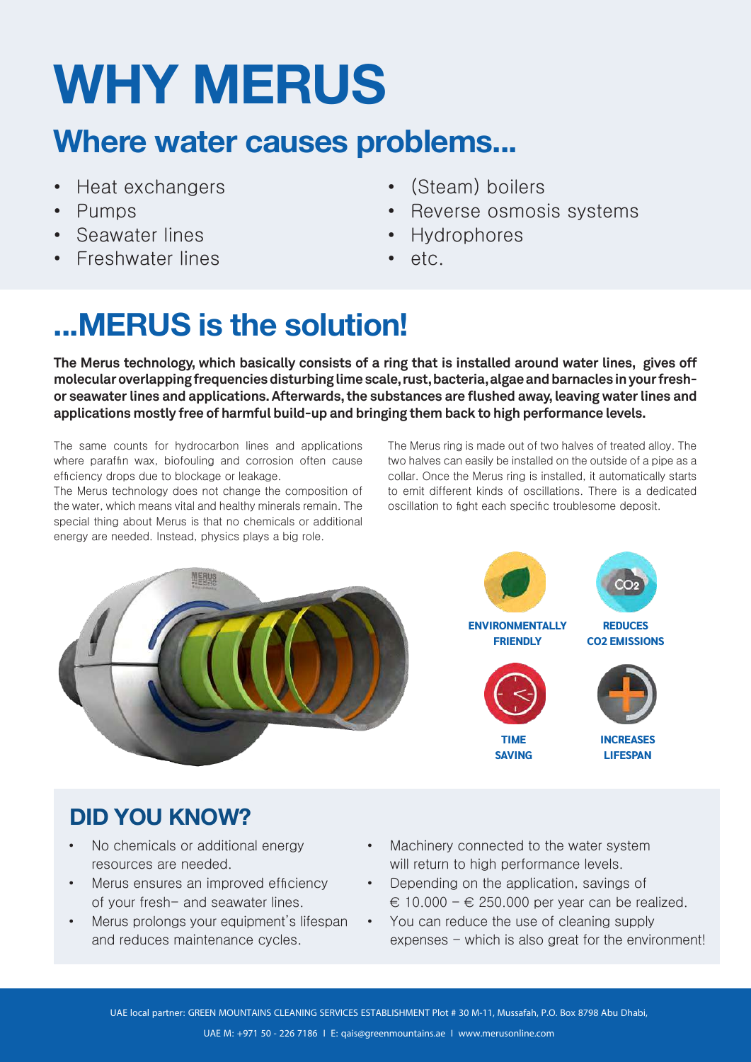# WHY MERUS

## Where water causes problems...

- Heat exchangers
- Pumps
- Seawater lines
- Freshwater lines
- (Steam) boilers
- Reverse osmosis systems
- Hydrophores
- etc.

## ...MERUS is the solution!

**The Merus technology, which basically consists of a ring that is installed around water lines, gives off molecular overlapping frequencies disturbing lime scale, rust, bacteria, algae and barnacles in your fresh- or seawater lines and applications. Afterwards, the substances are flushed away, leaving water lines and applications mostly free of harmful build-up and bringing them back to high performance levels.**

The same counts for hydrocarbon lines and applications where paraffin wax, biofouling and corrosion often cause efficiency drops due to blockage or leakage.
The Merus technology does not change the composition of the water, which means vital and healthy minerals remain. The special thing about Merus is that no chemicals or additional energy are needed. Instead, physics plays a big role.

The Merus ring is made out of two halves of treated alloy. The two halves can easily be installed on the outside of a pipe as a collar. Once the Merus ring is installed, it automatically starts to emit different kinds of oscillations. There is a dedicated oscillation to fight each specific troublesome deposit.

ENVIRONMENTALLY FRIENDLY

REDUCES CO2 EMISSIONS

TIME SAVING

INCREASES LIFESPAN

## DID YOU KNOW?

- No chemicals or additional energy resources are needed.
- Merus ensures an improved efficiency of your fresh- and seawater lines.
- Merus prolongs your equipment's lifespan and reduces maintenance cycles.
- Machinery connected to the water system will return to high performance levels.
- Depending on the application, savings of € 10.000 – € 250.000 per year can be realized.
- You can reduce the use of cleaning supply expenses – which is also great for the environment!

UAE local partner: GREEN MOUNTAINS CLEANING SERVICES ESTABLISHMENT Plot # 30 M-11, Mussafah, P.O. Box 8798 Abu Dhabi, UAE M: +971 50 - 226 7186 I E: qais@greenmountains.ae I www.merusonline.com